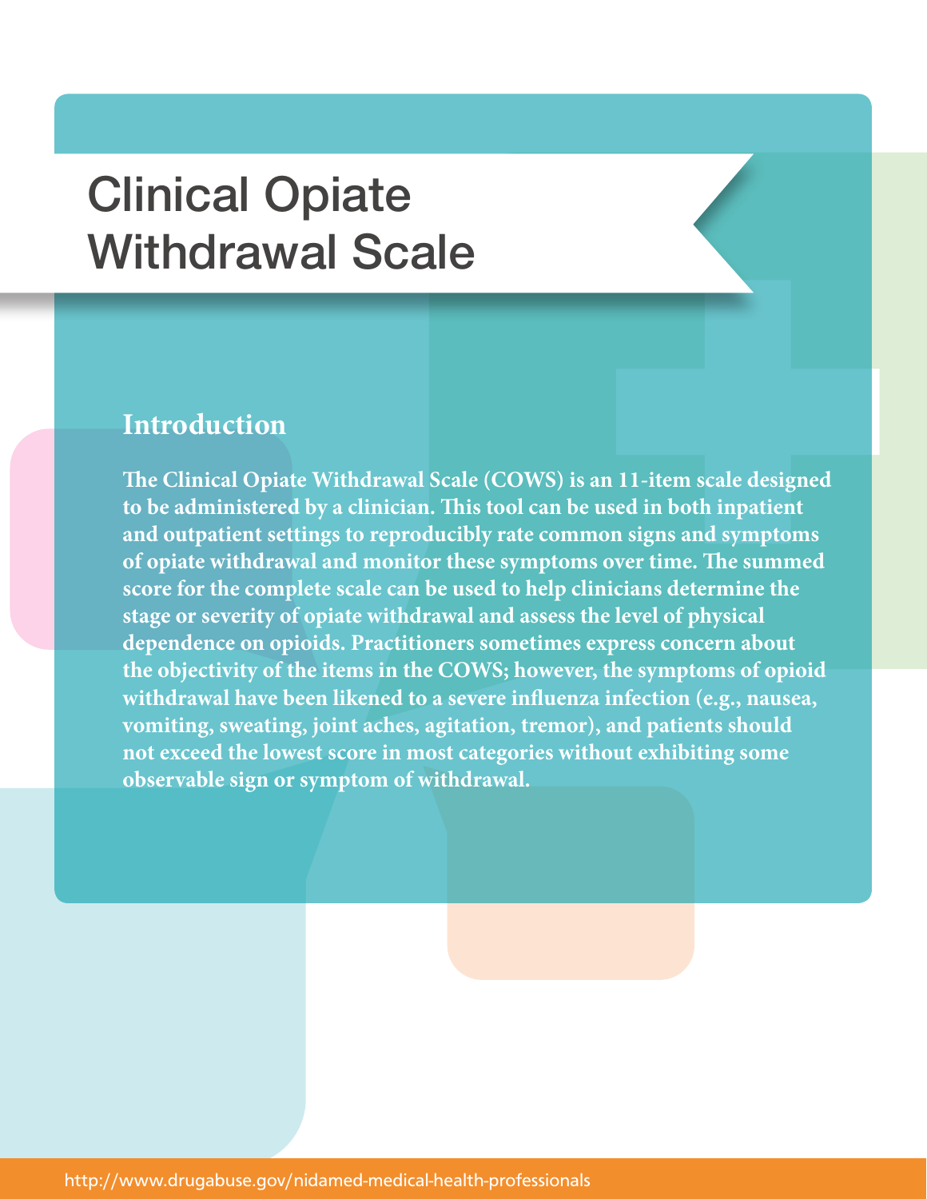# Clinical Opiate Withdrawal Scale

## Introduction

**The Clinical Opiate Withdrawal Scale (COWS) is an 11-item scale designed to be administered by a clinician. This tool can be used in both inpatient and outpatient settings to reproducibly rate common signs and symptoms of opiate withdrawal and monitor these symptoms over time. The summed score for the complete scale can be used to help clinicians determine the stage or severity of opiate withdrawal and assess the level of physical dependence on opioids. Practitioners sometimes express concern about the objectivity of the items in the COWS; however, the symptoms of opioid withdrawal have been likened to a severe influenza infection (e.g., nausea, vomiting, sweating, joint aches, agitation, tremor), and patients should not exceed the lowest score in most categories without exhibiting some observable sign or symptom of withdrawal.**

http://www.drugabuse.gov/nidamed-medical-health-professionals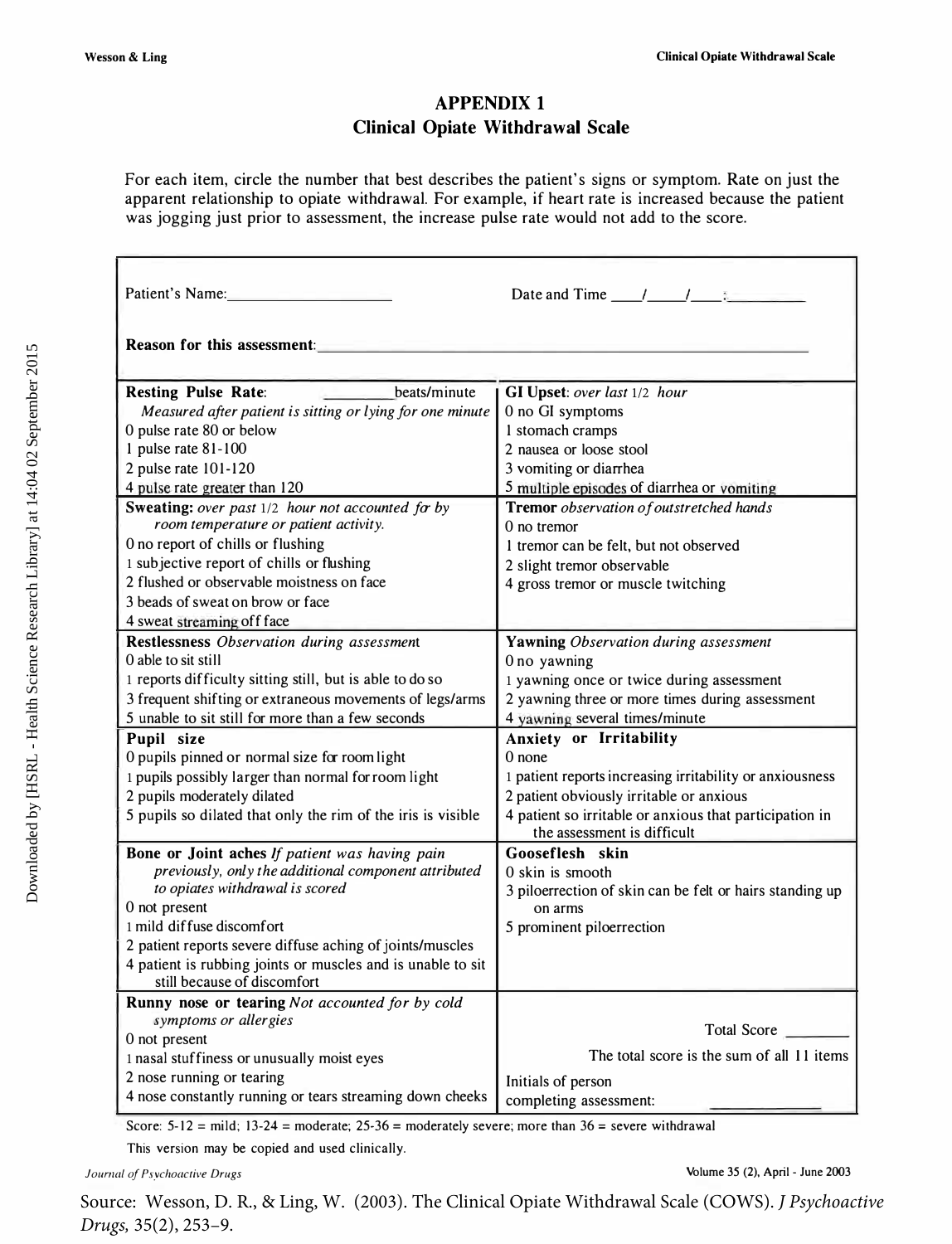# APPENDIX 1
## Clinical Opiate Withdrawal Scale

For each item, circle the number that best describes the patient's signs or symptom. Rate on just the apparent relationship to opiate withdrawal. For example, if heart rate is increased because the patient was jogging just prior to assessment, the increase pulse rate would not add to the score.

Patient's Name:____________________ Date and Time ____/____/____:__________

**Reason for this assessment:**________________________________________________

| | |
|---|---|
| **Resting Pulse Rate:** _________beats/minute<br>*Measured after patient is sitting or lying for one minute*<br>0 pulse rate 80 or below<br>1 pulse rate 81-100<br>2 pulse rate 101-120<br>4 pulse rate greater than 120 | **GI Upset:** *over last 1/2 hour*<br>0 no GI symptoms<br>1 stomach cramps<br>2 nausea or loose stool<br>3 vomiting or diarrhea<br>5 multiple episodes of diarrhea or vomiting |
| **Sweating:** *over past 1/2 hour not accounted for by room temperature or patient activity.*<br>0 no report of chills or flushing<br>1 subjective report of chills or flushing<br>2 flushed or observable moistness on face<br>3 beads of sweat on brow or face<br>4 sweat streaming off face | **Tremor** *observation of outstretched hands*<br>0 no tremor<br>1 tremor can be felt, but not observed<br>2 slight tremor observable<br>4 gross tremor or muscle twitching |
| **Restlessness** *Observation during assessment*<br>0 able to sit still<br>1 reports difficulty sitting still, but is able to do so<br>3 frequent shifting or extraneous movements of legs/arms<br>5 unable to sit still for more than a few seconds | **Yawning** *Observation during assessment*<br>0 no yawning<br>1 yawning once or twice during assessment<br>2 yawning three or more times during assessment<br>4 yawning several times/minute |
| **Pupil size**<br>0 pupils pinned or normal size for room light<br>1 pupils possibly larger than normal for room light<br>2 pupils moderately dilated<br>5 pupils so dilated that only the rim of the iris is visible | **Anxiety or Irritability**<br>0 none<br>1 patient reports increasing irritability or anxiousness<br>2 patient obviously irritable or anxious<br>4 patient so irritable or anxious that participation in the assessment is difficult |
| **Bone or Joint aches** *If patient was having pain previously, only the additional component attributed to opiates withdrawal is scored*<br>0 not present<br>1 mild diffuse discomfort<br>2 patient reports severe diffuse aching of joints/muscles<br>4 patient is rubbing joints or muscles and is unable to sit still because of discomfort | **Gooseflesh skin**<br>0 skin is smooth<br>3 piloerrection of skin can be felt or hairs standing up on arms<br>5 prominent piloerrection |
| **Runny nose or tearing** *Not accounted for by cold symptoms or allergies*<br>0 not present<br>1 nasal stuffiness or unusually moist eyes<br>2 nose running or tearing<br>4 nose constantly running or tears streaming down cheeks | Total Score ________<br>The total score is the sum of all 11 items<br>Initials of person completing assessment: ____________ |

Score: 5-12 = mild; 13-24 = moderate; 25-36 = moderately severe; more than 36 = severe withdrawal

This version may be copied and used clinically.

Source: Wesson, D. R., & Ling, W. (2003). The Clinical Opiate Withdrawal Scale (COWS). *J Psychoactive Drugs*, 35(2), 253–9.